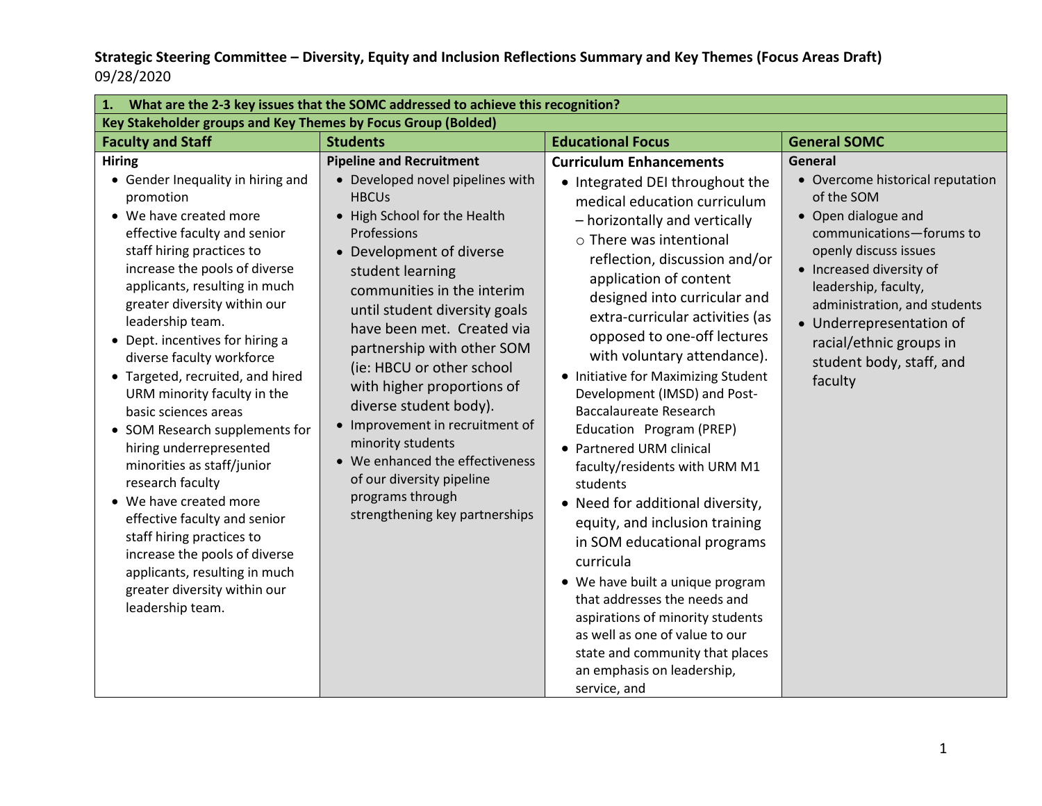**Strategic Steering Committee – Diversity, Equity and Inclusion Reflections Summary and Key Themes (Focus Areas Draft)**
09/28/2020

| **1. What are the 2-3 key issues that the SOMC addressed to achieve this recognition?** | | | |
|---|---|---|---|
| **Key Stakeholder groups and Key Themes by Focus Group (Bolded)** | | | |
| **Faculty and Staff** | **Students** | **Educational Focus** | **General SOMC** |
| **Hiring**<br>• Gender Inequality in hiring and promotion<br>• We have created more effective faculty and senior staff hiring practices to increase the pools of diverse applicants, resulting in much greater diversity within our leadership team.<br>• Dept. incentives for hiring a diverse faculty workforce<br>• Targeted, recruited, and hired URM minority faculty in the basic sciences areas<br>• SOM Research supplements for hiring underrepresented minorities as staff/junior research faculty<br>• We have created more effective faculty and senior staff hiring practices to increase the pools of diverse applicants, resulting in much greater diversity within our leadership team. | **Pipeline and Recruitment**<br>• Developed novel pipelines with HBCUs<br>• High School for the Health Professions<br>• Development of diverse student learning communities in the interim until student diversity goals have been met. Created via partnership with other SOM (ie: HBCU or other school with higher proportions of diverse student body).<br>• Improvement in recruitment of minority students<br>• We enhanced the effectiveness of our diversity pipeline programs through strengthening key partnerships | **Curriculum Enhancements**<br>• Integrated DEI throughout the medical education curriculum – horizontally and vertically<br>  ○ There was intentional reflection, discussion and/or application of content designed into curricular and extra-curricular activities (as opposed to one-off lectures with voluntary attendance).<br>• Initiative for Maximizing Student Development (IMSD) and Post-Baccalaureate Research Education Program (PREP)<br>• Partnered URM clinical faculty/residents with URM M1 students<br>• Need for additional diversity, equity, and inclusion training in SOM educational programs curricula<br>• We have built a unique program that addresses the needs and aspirations of minority students as well as one of value to our state and community that places an emphasis on leadership, service, and | **General**<br>• Overcome historical reputation of the SOM<br>• Open dialogue and communications—forums to openly discuss issues<br>• Increased diversity of leadership, faculty, administration, and students<br>• Underrepresentation of racial/ethnic groups in student body, staff, and faculty |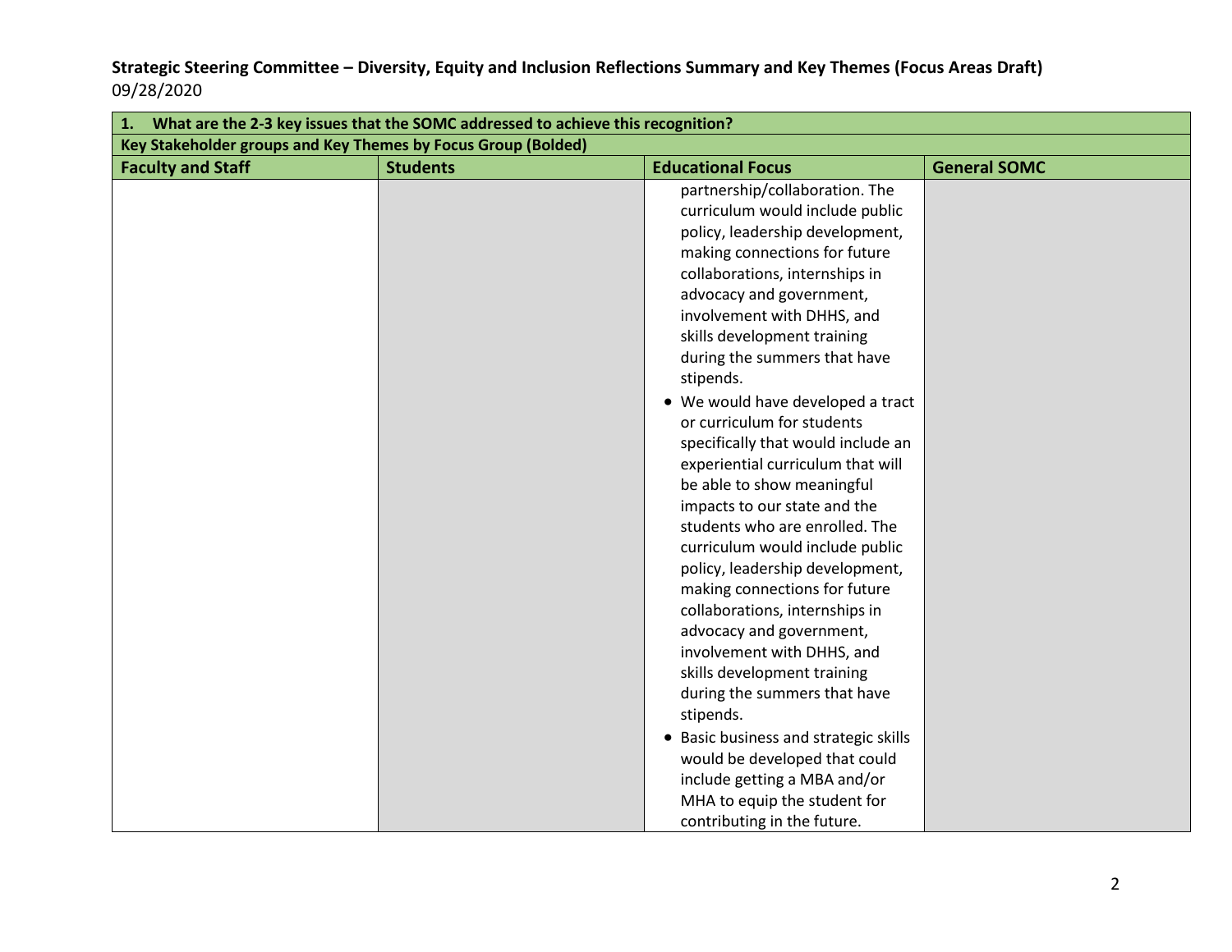**Strategic Steering Committee – Diversity, Equity and Inclusion Reflections Summary and Key Themes (Focus Areas Draft)**
09/28/2020

| 1. What are the 2-3 key issues that the SOMC addressed to achieve this recognition? | | | |
|---|---|---|---|
| **Key Stakeholder groups and Key Themes by Focus Group (Bolded)** | | | |
| **Faculty and Staff** | **Students** | **Educational Focus** | **General SOMC** |
| | | partnership/collaboration. The curriculum would include public policy, leadership development, making connections for future collaborations, internships in advocacy and government, involvement with DHHS, and skills development training during the summers that have stipends.<br>• We would have developed a tract or curriculum for students specifically that would include an experiential curriculum that will be able to show meaningful impacts to our state and the students who are enrolled. The curriculum would include public policy, leadership development, making connections for future collaborations, internships in advocacy and government, involvement with DHHS, and skills development training during the summers that have stipends.<br>• Basic business and strategic skills would be developed that could include getting a MBA and/or MHA to equip the student for contributing in the future. | |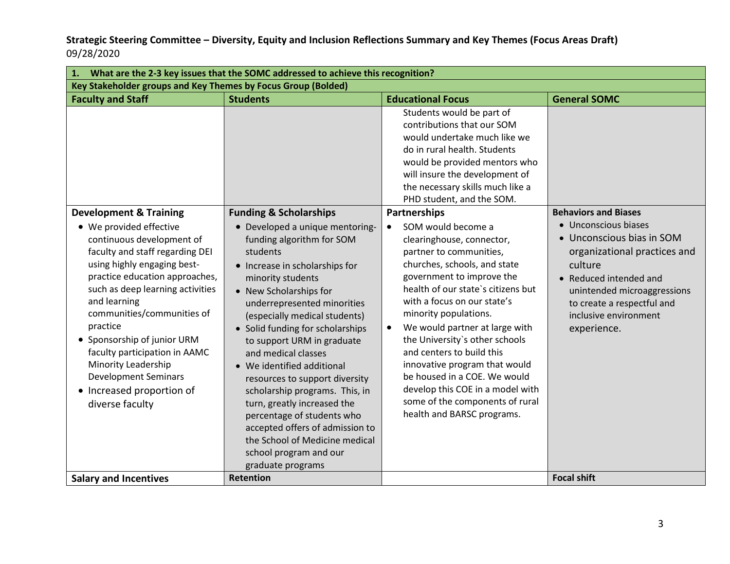**Strategic Steering Committee – Diversity, Equity and Inclusion Reflections Summary and Key Themes (Focus Areas Draft)**
09/28/2020

| **1. What are the 2-3 key issues that the SOMC addressed to achieve this recognition?** | | | |
|---|---|---|---|
| **Key Stakeholder groups and Key Themes by Focus Group (Bolded)** | | | |
| **Faculty and Staff** | **Students** | **Educational Focus** | **General SOMC** |
| | | Students would be part of contributions that our SOM would undertake much like we do in rural health. Students would be provided mentors who will insure the development of the necessary skills much like a PHD student, and the SOM. | |
| **Development & Training**<br>• We provided effective continuous development of faculty and staff regarding DEI using highly engaging best-practice education approaches, such as deep learning activities and learning communities/communities of practice<br>• Sponsorship of junior URM faculty participation in AAMC Minority Leadership Development Seminars<br>• Increased proportion of diverse faculty | **Funding & Scholarships**<br>• Developed a unique mentoring-funding algorithm for SOM students<br>• Increase in scholarships for minority students<br>• New Scholarships for underrepresented minorities (especially medical students)<br>• Solid funding for scholarships to support URM in graduate and medical classes<br>• We identified additional resources to support diversity scholarship programs. This, in turn, greatly increased the percentage of students who accepted offers of admission to the School of Medicine medical school program and our graduate programs | **Partnerships**<br>• SOM would become a clearinghouse, connector, partner to communities, churches, schools, and state government to improve the health of our state`s citizens but with a focus on our state's minority populations.<br>• We would partner at large with the University`s other schools and centers to build this innovative program that would be housed in a COE. We would develop this COE in a model with some of the components of rural health and BARSC programs. | **Behaviors and Biases**<br>• Unconscious biases<br>• Unconscious bias in SOM organizational practices and culture<br>• Reduced intended and unintended microaggressions to create a respectful and inclusive environment experience. |
| **Salary and Incentives** | **Retention** | | **Focal shift** |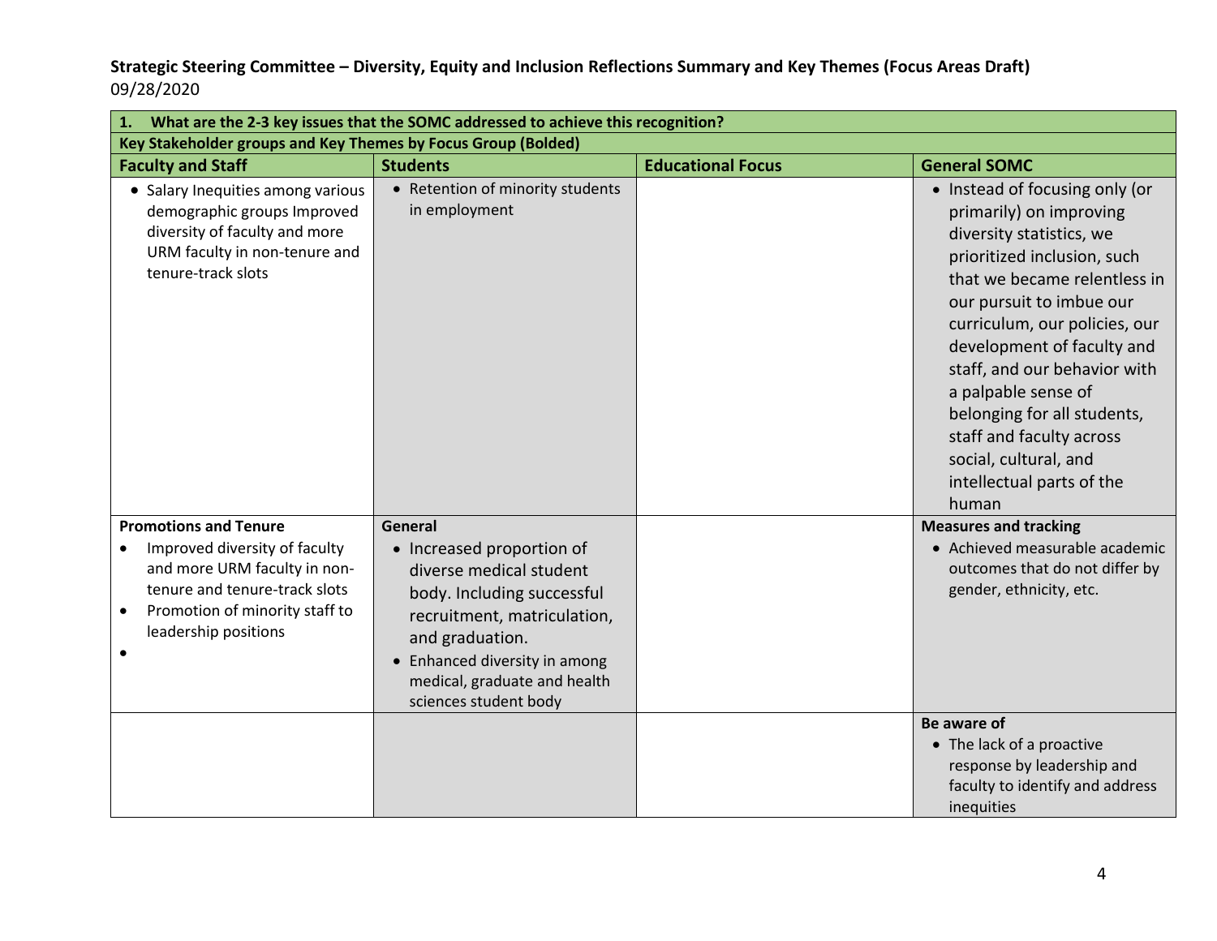**Strategic Steering Committee – Diversity, Equity and Inclusion Reflections Summary and Key Themes (Focus Areas Draft)**
09/28/2020

| **1. What are the 2-3 key issues that the SOMC addressed to achieve this recognition?** | | | |
|---|---|---|---|
| **Key Stakeholder groups and Key Themes by Focus Group (Bolded)** | | | |
| **Faculty and Staff** | **Students** | **Educational Focus** | **General SOMC** |
| • Salary Inequities among various demographic groups Improved diversity of faculty and more URM faculty in non-tenure and tenure-track slots | • Retention of minority students in employment | | • Instead of focusing only (or primarily) on improving diversity statistics, we prioritized inclusion, such that we became relentless in our pursuit to imbue our curriculum, our policies, our development of faculty and staff, and our behavior with a palpable sense of belonging for all students, staff and faculty across social, cultural, and intellectual parts of the human |
| **Promotions and Tenure**<br>• Improved diversity of faculty and more URM faculty in non-tenure and tenure-track slots<br>• Promotion of minority staff to leadership positions<br>• | **General**<br>• Increased proportion of diverse medical student body. Including successful recruitment, matriculation, and graduation.<br>• Enhanced diversity in among medical, graduate and health sciences student body | | **Measures and tracking**<br>• Achieved measurable academic outcomes that do not differ by gender, ethnicity, etc. |
| | | | **Be aware of**<br>• The lack of a proactive response by leadership and faculty to identify and address inequities |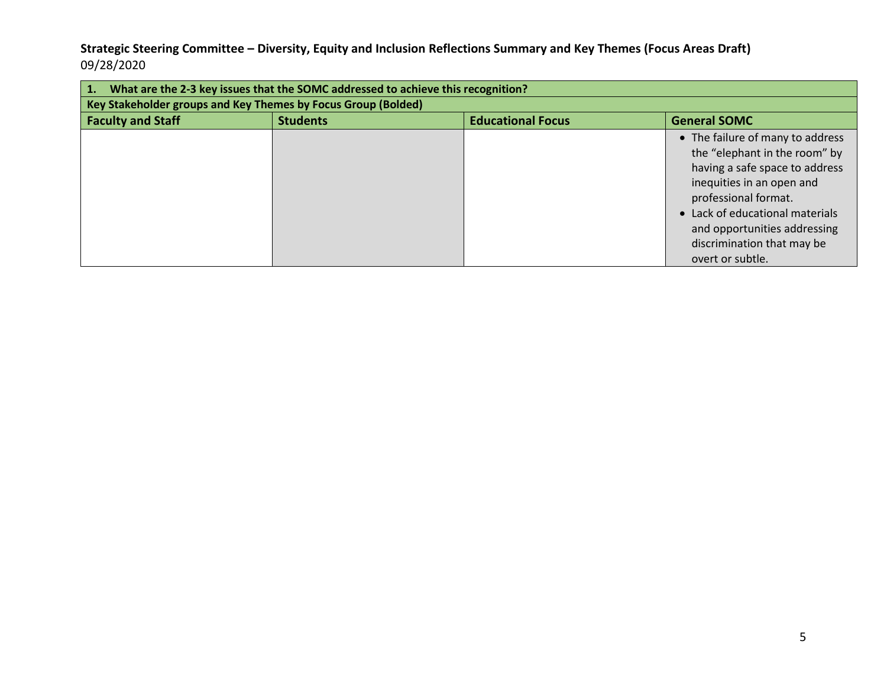**Strategic Steering Committee – Diversity, Equity and Inclusion Reflections Summary and Key Themes (Focus Areas Draft)**
09/28/2020

| **1. What are the 2-3 key issues that the SOMC addressed to achieve this recognition?** | | | |
|---|---|---|---|
| **Key Stakeholder groups and Key Themes by Focus Group (Bolded)** | | | |
| **Faculty and Staff** | **Students** | **Educational Focus** | **General SOMC** |
| | | | • The failure of many to address the "elephant in the room" by having a safe space to address inequities in an open and professional format.<br>• Lack of educational materials and opportunities addressing discrimination that may be overt or subtle. |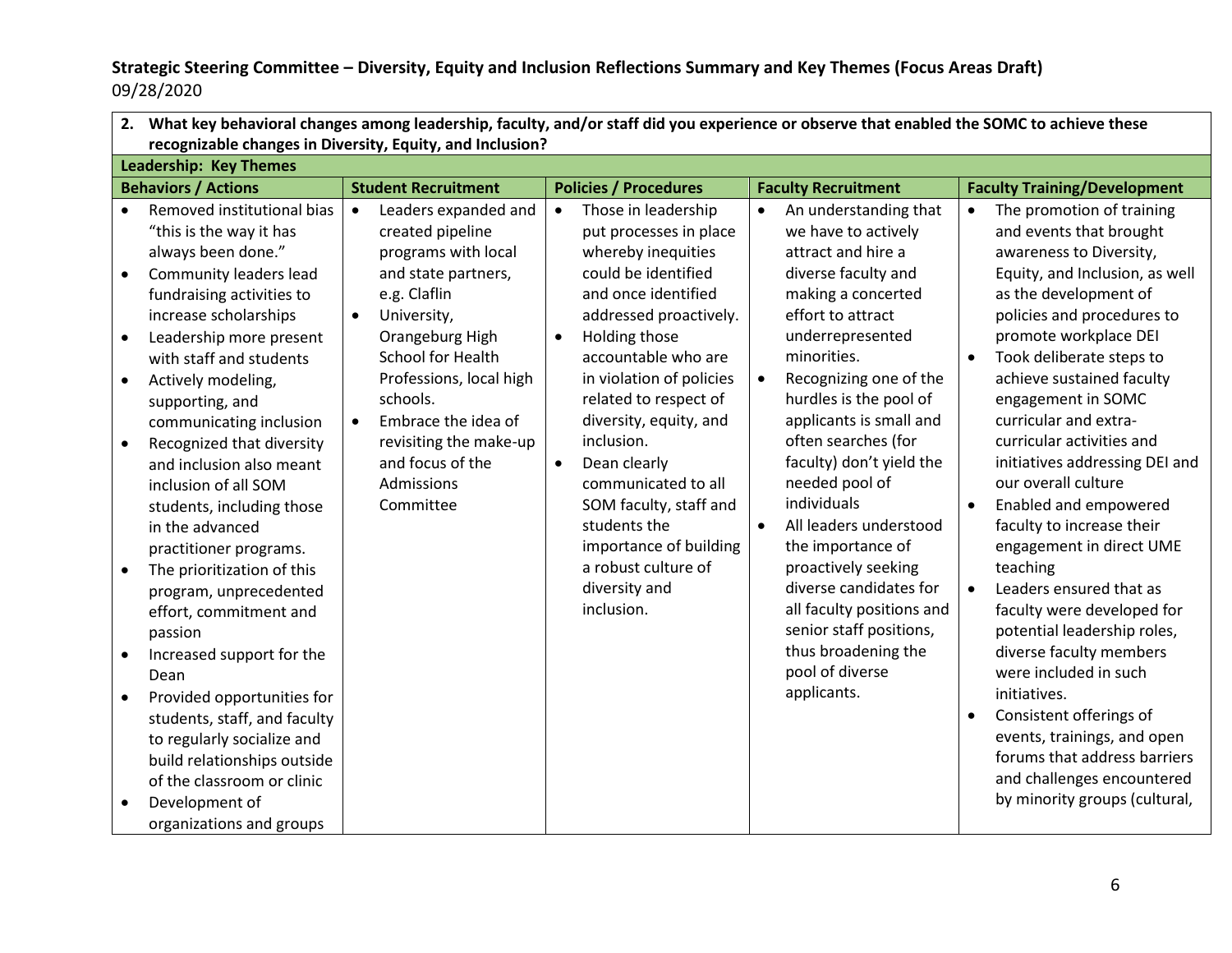**Strategic Steering Committee – Diversity, Equity and Inclusion Reflections Summary and Key Themes (Focus Areas Draft)**
09/28/2020

| **2. What key behavioral changes among leadership, faculty, and/or staff did you experience or observe that enabled the SOMC to achieve these recognizable changes in Diversity, Equity, and Inclusion?** | | | | |
|---|---|---|---|---|
| **Leadership: Key Themes** | | | | |
| **Behaviors / Actions** | **Student Recruitment** | **Policies / Procedures** | **Faculty Recruitment** | **Faculty Training/Development** |
| • Removed institutional bias "this is the way it has always been done."<br>• Community leaders lead fundraising activities to increase scholarships<br>• Leadership more present with staff and students<br>• Actively modeling, supporting, and communicating inclusion<br>• Recognized that diversity and inclusion also meant inclusion of all SOM students, including those in the advanced practitioner programs.<br>• The prioritization of this program, unprecedented effort, commitment and passion<br>• Increased support for the Dean<br>• Provided opportunities for students, staff, and faculty to regularly socialize and build relationships outside of the classroom or clinic<br>• Development of organizations and groups | • Leaders expanded and created pipeline programs with local and state partners, e.g. Claflin<br>• University, Orangeburg High School for Health Professions, local high schools.<br>• Embrace the idea of revisiting the make-up and focus of the Admissions Committee | • Those in leadership put processes in place whereby inequities could be identified and once identified addressed proactively.<br>• Holding those accountable who are in violation of policies related to respect of diversity, equity, and inclusion.<br>• Dean clearly communicated to all SOM faculty, staff and students the importance of building a robust culture of diversity and inclusion. | • An understanding that we have to actively attract and hire a diverse faculty and making a concerted effort to attract underrepresented minorities.<br>• Recognizing one of the hurdles is the pool of applicants is small and often searches (for faculty) don't yield the needed pool of individuals<br>• All leaders understood the importance of proactively seeking diverse candidates for all faculty positions and senior staff positions, thus broadening the pool of diverse applicants. | • The promotion of training and events that brought awareness to Diversity, Equity, and Inclusion, as well as the development of policies and procedures to promote workplace DEI<br>• Took deliberate steps to achieve sustained faculty engagement in SOMC curricular and extra-curricular activities and initiatives addressing DEI and our overall culture<br>• Enabled and empowered faculty to increase their engagement in direct UME teaching<br>• Leaders ensured that as faculty were developed for potential leadership roles, diverse faculty members were included in such initiatives.<br>• Consistent offerings of events, trainings, and open forums that address barriers and challenges encountered by minority groups (cultural, |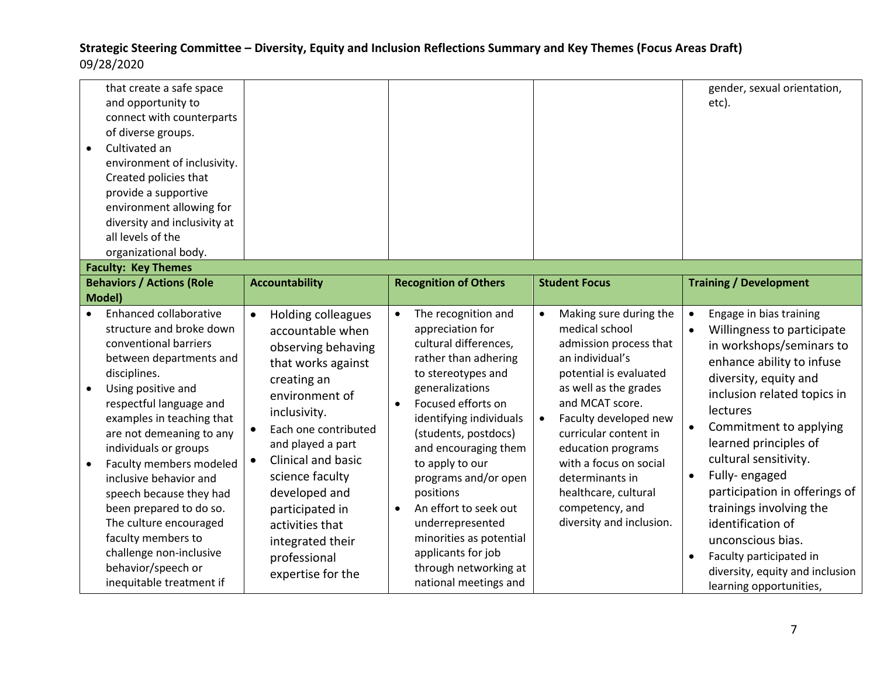| | | | | |
|---|---|---|---|---|
| that create a safe space and opportunity to connect with counterparts of diverse groups.<br>• Cultivated an environment of inclusivity. Created policies that provide a supportive environment allowing for diversity and inclusivity at all levels of the organizational body. | | | | gender, sexual orientation, etc). |
| **Faculty: Key Themes** | | | | |
| **Behaviors / Actions (Role Model)** | **Accountability** | **Recognition of Others** | **Student Focus** | **Training / Development** |
| • Enhanced collaborative structure and broke down conventional barriers between departments and disciplines.<br>• Using positive and respectful language and examples in teaching that are not demeaning to any individuals or groups<br>• Faculty members modeled inclusive behavior and speech because they had been prepared to do so. The culture encouraged faculty members to challenge non-inclusive behavior/speech or inequitable treatment if | • Holding colleagues accountable when observing behaving that works against creating an environment of inclusivity.<br>• Each one contributed and played a part<br>• Clinical and basic science faculty developed and participated in activities that integrated their professional expertise for the | • The recognition and appreciation for cultural differences, rather than adhering to stereotypes and generalizations<br>• Focused efforts on identifying individuals (students, postdocs) and encouraging them to apply to our programs and/or open positions<br>• An effort to seek out underrepresented minorities as potential applicants for job through networking at national meetings and | • Making sure during the medical school admission process that an individual's potential is evaluated as well as the grades and MCAT score.<br>• Faculty developed new curricular content in education programs with a focus on social determinants in healthcare, cultural competency, and diversity and inclusion. | • Engage in bias training<br>• Willingness to participate in workshops/seminars to enhance ability to infuse diversity, equity and inclusion related topics in lectures<br>• Commitment to applying learned principles of cultural sensitivity.<br>• Fully- engaged participation in offerings of trainings involving the identification of unconscious bias.<br>• Faculty participated in diversity, equity and inclusion learning opportunities, |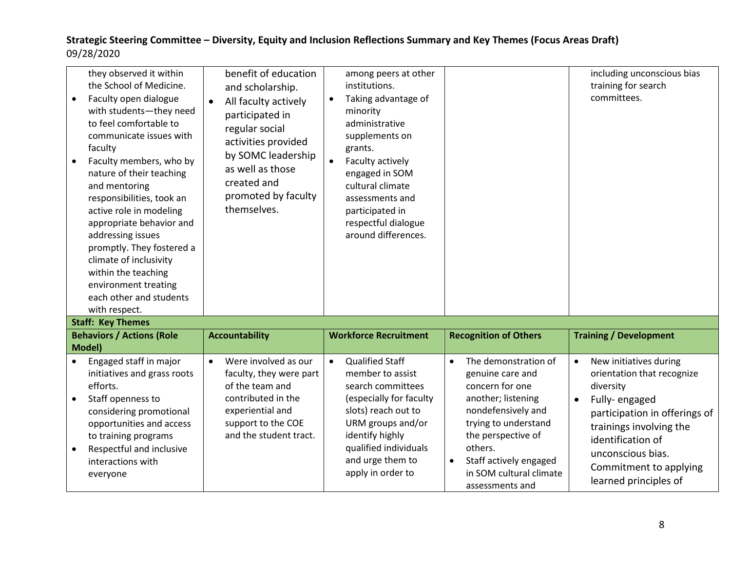| | | | | |
|---|---|---|---|---|
| they observed it within the School of Medicine.<br>• Faculty open dialogue with students—they need to feel comfortable to communicate issues with faculty<br>• Faculty members, who by nature of their teaching and mentoring responsibilities, took an active role in modeling appropriate behavior and addressing issues promptly. They fostered a climate of inclusivity within the teaching environment treating each other and students with respect. | benefit of education and scholarship.<br>• All faculty actively participated in regular social activities provided by SOMC leadership as well as those created and promoted by faculty themselves. | among peers at other institutions.<br>• Taking advantage of minority administrative supplements on grants.<br>• Faculty actively engaged in SOM cultural climate assessments and participated in respectful dialogue around differences. | | including unconscious bias training for search committees. |

**Staff: Key Themes**

| Behaviors / Actions (Role Model) | Accountability | Workforce Recruitment | Recognition of Others | Training / Development |
|---|---|---|---|---|
| • Engaged staff in major initiatives and grass roots efforts.<br>• Staff openness to considering promotional opportunities and access to training programs<br>• Respectful and inclusive interactions with everyone | • Were involved as our faculty, they were part of the team and contributed in the experiential and support to the COE and the student tract. | • Qualified Staff member to assist search committees (especially for faculty slots) reach out to URM groups and/or identify highly qualified individuals and urge them to apply in order to | • The demonstration of genuine care and concern for one another; listening nondefensively and trying to understand the perspective of others.<br>• Staff actively engaged in SOM cultural climate assessments and | • New initiatives during orientation that recognize diversity<br>• Fully- engaged participation in offerings of trainings involving the identification of unconscious bias. Commitment to applying learned principles of |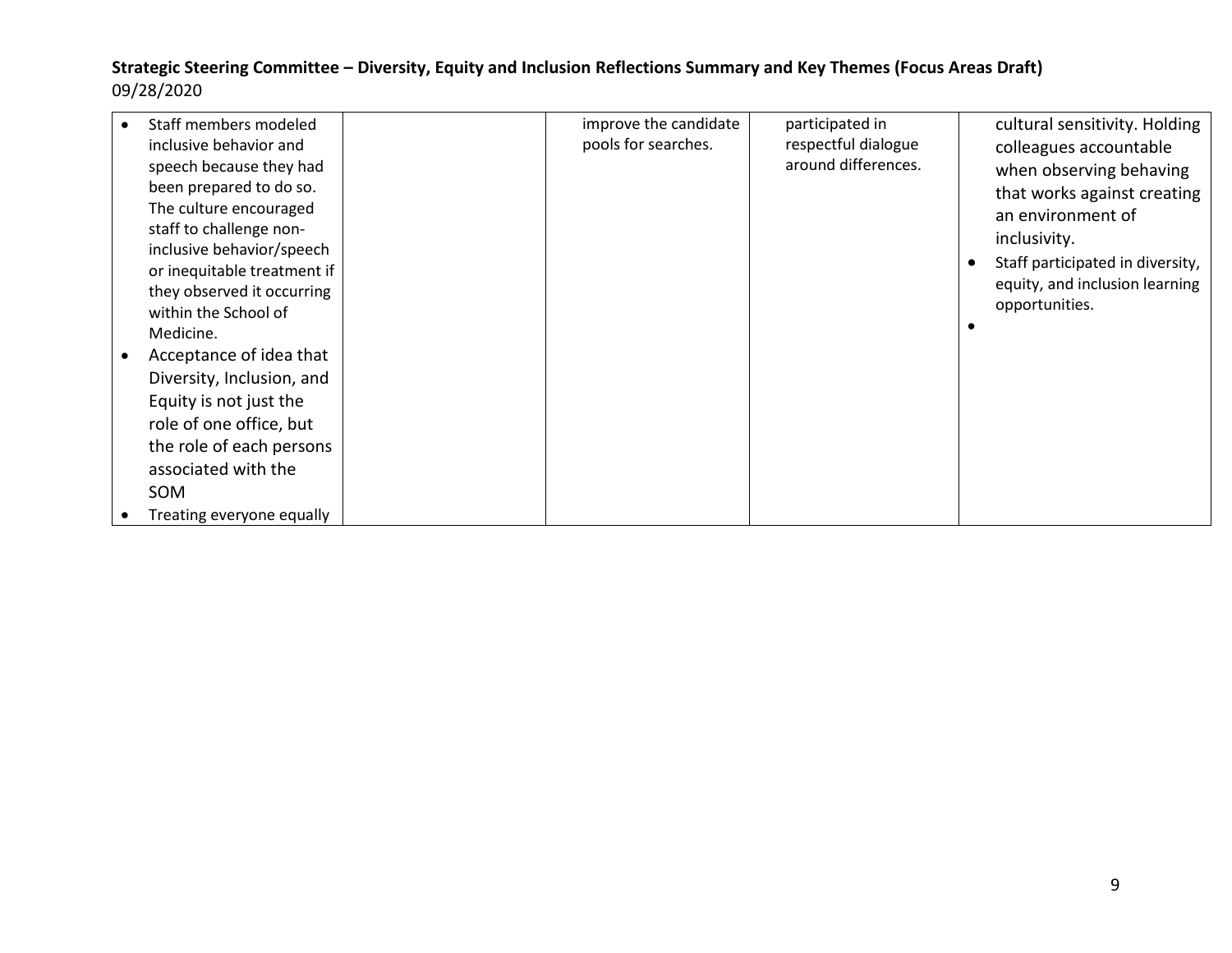**Strategic Steering Committee – Diversity, Equity and Inclusion Reflections Summary and Key Themes (Focus Areas Draft)**
09/28/2020

| | | | | |
|---|---|---|---|---|
| • Staff members modeled inclusive behavior and speech because they had been prepared to do so. The culture encouraged staff to challenge non-inclusive behavior/speech or inequitable treatment if they observed it occurring within the School of Medicine.<br>• Acceptance of idea that Diversity, Inclusion, and Equity is not just the role of one office, but the role of each persons associated with the SOM<br>• Treating everyone equally | | improve the candidate pools for searches. | participated in respectful dialogue around differences. | cultural sensitivity. Holding colleagues accountable when observing behaving that works against creating an environment of inclusivity.<br>• Staff participated in diversity, equity, and inclusion learning opportunities.<br>• |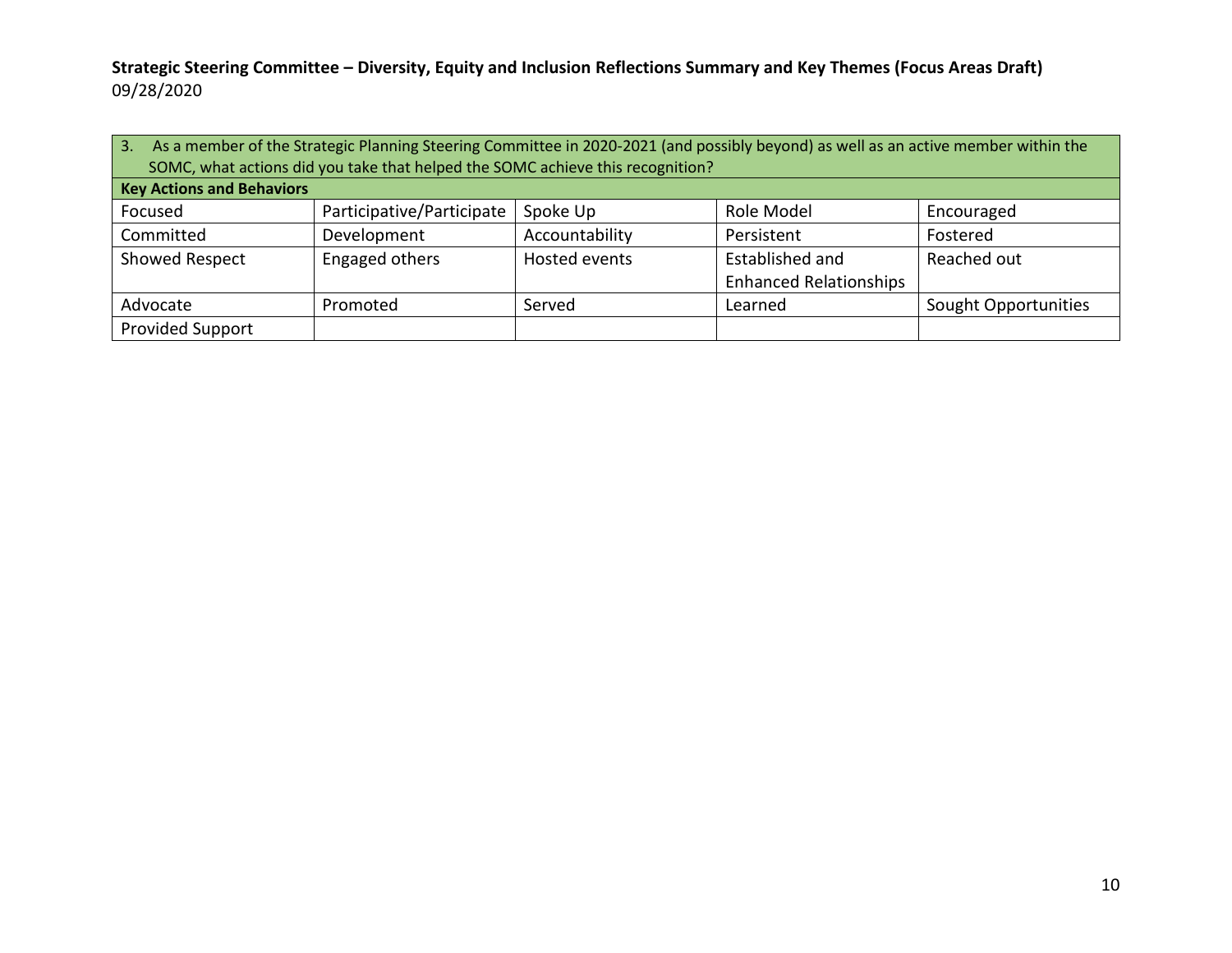**Strategic Steering Committee – Diversity, Equity and Inclusion Reflections Summary and Key Themes (Focus Areas Draft)**
09/28/2020

| 3. As a member of the Strategic Planning Steering Committee in 2020-2021 (and possibly beyond) as well as an active member within the SOMC, what actions did you take that helped the SOMC achieve this recognition? | | | | |
|---|---|---|---|---|
| **Key Actions and Behaviors** | | | | |
| Focused | Participative/Participate | Spoke Up | Role Model | Encouraged |
| Committed | Development | Accountability | Persistent | Fostered |
| Showed Respect | Engaged others | Hosted events | Established and Enhanced Relationships | Reached out |
| Advocate | Promoted | Served | Learned | Sought Opportunities |
| Provided Support | | | | |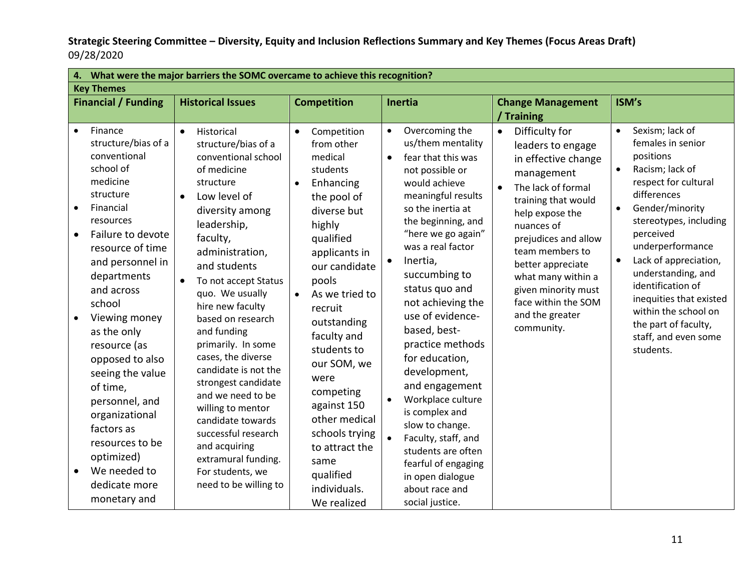**Strategic Steering Committee – Diversity, Equity and Inclusion Reflections Summary and Key Themes (Focus Areas Draft)**
09/28/2020

| **4. What were the major barriers the SOMC overcame to achieve this recognition?** | | | | | |
|---|---|---|---|---|---|
| **Key Themes** | | | | | |
| **Financial / Funding** | **Historical Issues** | **Competition** | **Inertia** | **Change Management / Training** | **ISM's** |
| • Finance structure/bias of a conventional school of medicine structure<br>• Financial resources<br>• Failure to devote resource of time and personnel in departments and across school<br>• Viewing money as the only resource (as opposed to also seeing the value of time, personnel, and organizational factors as resources to be optimized)<br>• We needed to dedicate more monetary and | • Historical structure/bias of a conventional school of medicine structure<br>• Low level of diversity among leadership, faculty, administration, and students<br>• To not accept Status quo. We usually hire new faculty based on research and funding primarily. In some cases, the diverse candidate is not the strongest candidate and we need to be willing to mentor candidate towards successful research and acquiring extramural funding. For students, we need to be willing to | • Competition from other medical students<br>• Enhancing the pool of diverse but highly qualified applicants in our candidate pools<br>• As we tried to recruit outstanding faculty and students to our SOM, we were competing against 150 other medical schools trying to attract the same qualified individuals. We realized | • Overcoming the us/them mentality<br>• fear that this was not possible or would achieve meaningful results so the inertia at the beginning, and "here we go again" was a real factor<br>• Inertia, succumbing to status quo and not achieving the use of evidence-based, best-practice methods for education, development, and engagement<br>• Workplace culture is complex and slow to change.<br>• Faculty, staff, and students are often fearful of engaging in open dialogue about race and social justice. | • Difficulty for leaders to engage in effective change management<br>• The lack of formal training that would help expose the nuances of prejudices and allow team members to better appreciate what many within a given minority must face within the SOM and the greater community. | • Sexism; lack of females in senior positions<br>• Racism; lack of respect for cultural differences<br>• Gender/minority stereotypes, including perceived underperformance<br>• Lack of appreciation, understanding, and identification of inequities that existed within the school on the part of faculty, staff, and even some students. |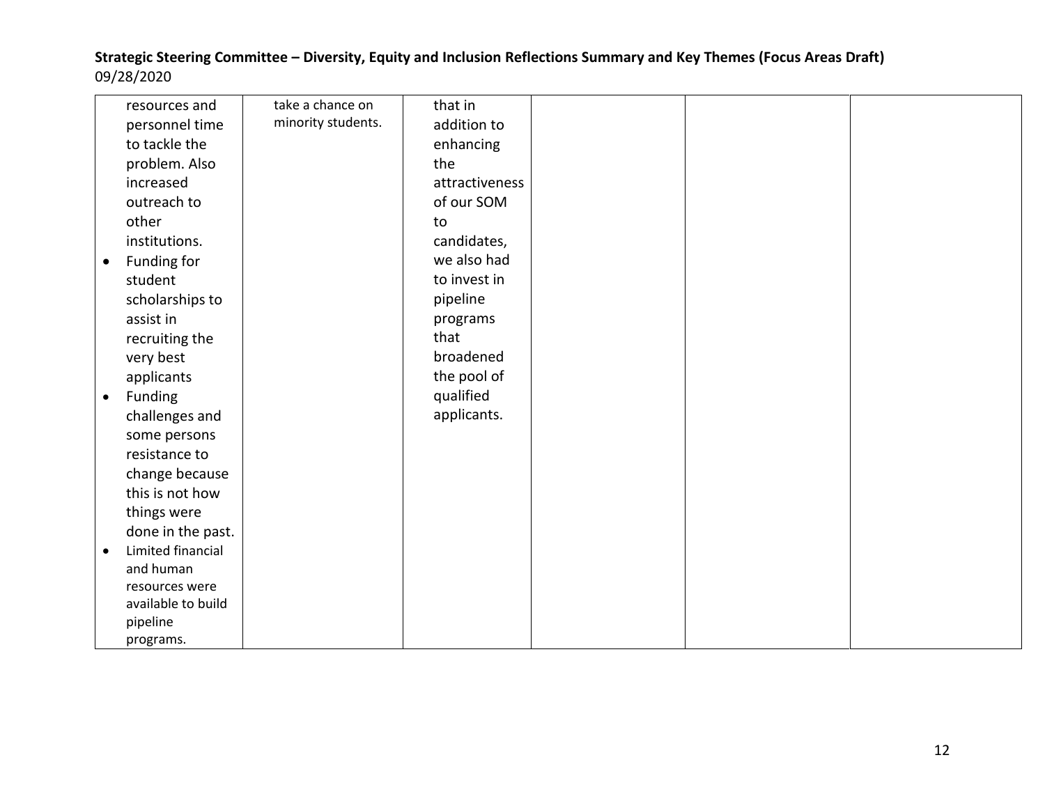| | | | | | |
|---|---|---|---|---|---|
| resources and personnel time to tackle the problem. Also increased outreach to other institutions.<br>• Funding for student scholarships to assist in recruiting the very best applicants<br>• Funding challenges and some persons resistance to change because this is not how things were done in the past.<br>• Limited financial and human resources were available to build pipeline programs. | take a chance on minority students. | that in addition to enhancing the attractiveness of our SOM to candidates, we also had to invest in pipeline programs that broadened the pool of qualified applicants. | | | |